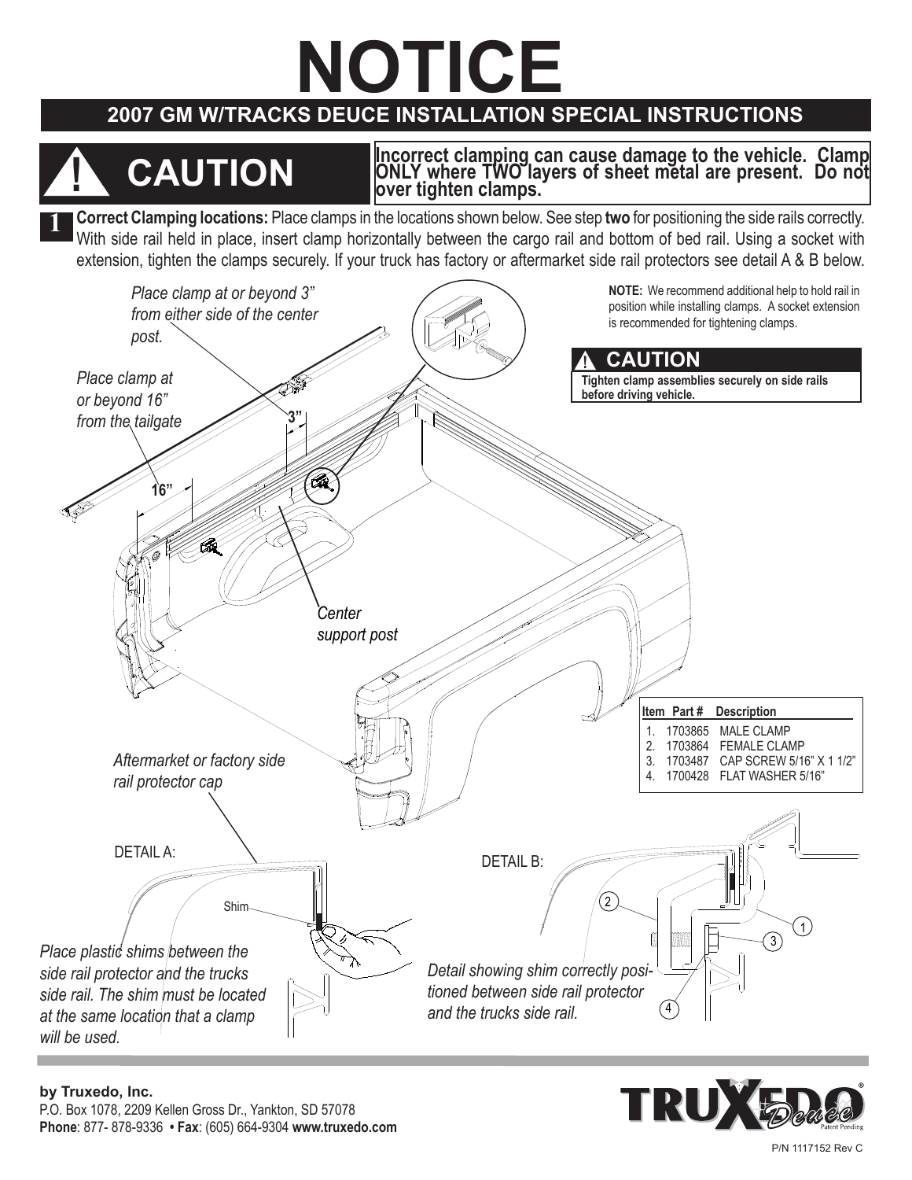# NOTICE

## 2007 GM W/TRACKS DEUCE INSTALLATION SPECIAL INSTRUCTIONS

**⚠ CAUTION**

**Incorrect clamping can cause damage to the vehicle. Clamp ONLY where TWO layers of sheet metal are present. Do not over tighten clamps.**

**1** **Correct Clamping locations:** Place clamps in the locations shown below. See step **two** for positioning the side rails correctly. With side rail held in place, insert clamp horizontally between the cargo rail and bottom of bed rail. Using a socket with extension, tighten the clamps securely. If your truck has factory or aftermarket side rail protectors see detail A & B below.

*Place clamp at or beyond 3" from either side of the center post.*

*Place clamp at or beyond 16" from the tailgate*

3"

16"

*Center support post*

**NOTE:** We recommend additional help to hold rail in position while installing clamps. A socket extension is recommended for tightening clamps.

**⚠ CAUTION**

**Tighten clamp assemblies securely on side rails before driving vehicle.**

| Item | Part # | Description |
|---|---|---|
| 1. | 1703865 | MALE CLAMP |
| 2. | 1703864 | FEMALE CLAMP |
| 3. | 1703487 | CAP SCREW 5/16" X 1 1/2" |
| 4. | 1700428 | FLAT WASHER 5/16" |

*Aftermarket or factory side rail protector cap*

DETAIL A:

Shim

*Place plastic shims between the side rail protector and the trucks side rail. The shim must be located at the same location that a clamp will be used.*

DETAIL B:

*Detail showing shim correctly positioned between side rail protector and the trucks side rail.*

**by Truxedo, Inc.**
P.O. Box 1078, 2209 Kellen Gross Dr., Yankton, SD 57078
**Phone**: 877- 878-9336 • **Fax**: (605) 664-9304 **www.truxedo.com**

TRUXEDO® Deuce Patent Pending

P/N 1117152 Rev C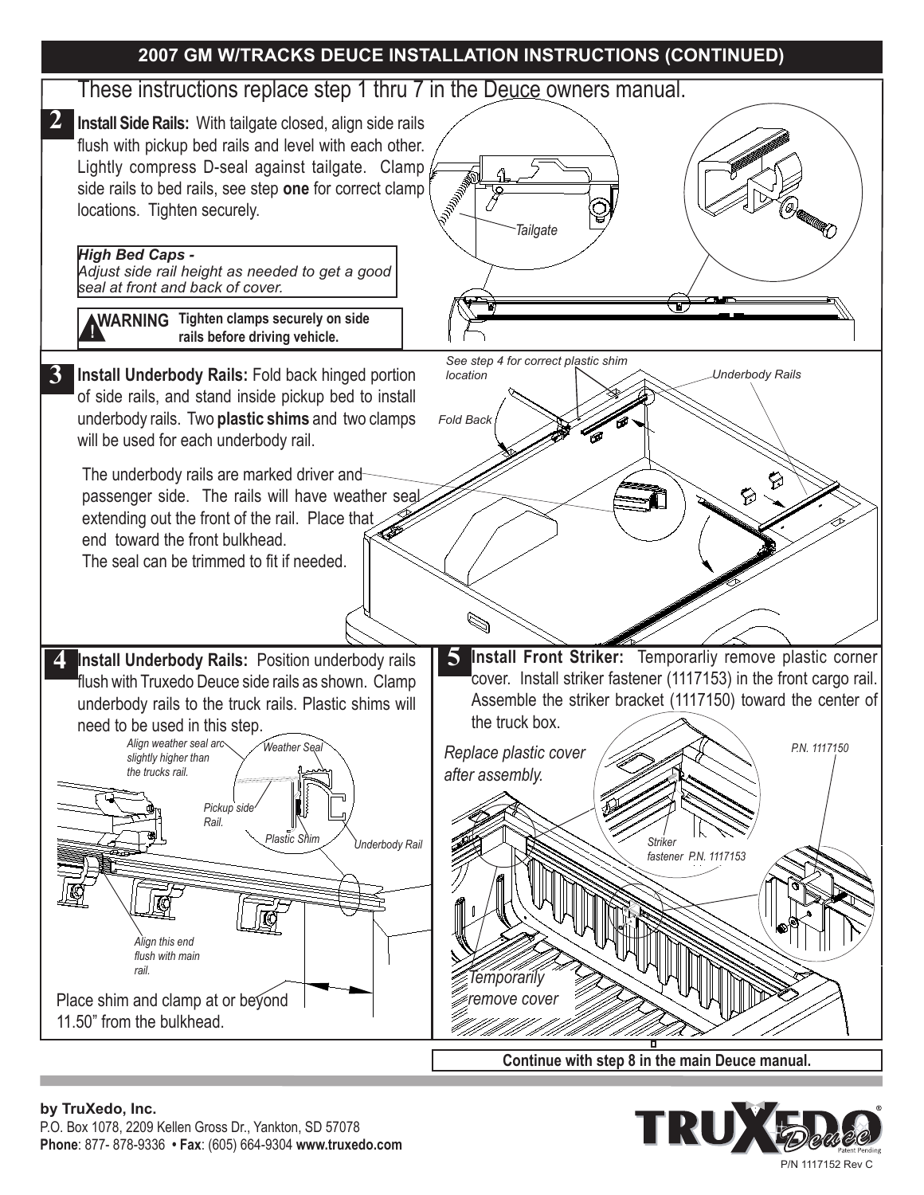# 2007 GM W/TRACKS DEUCE INSTALLATION INSTRUCTIONS (CONTINUED)

These instructions replace step 1 thru 7 in the Deuce owners manual.

**2** **Install Side Rails:** With tailgate closed, align side rails flush with pickup bed rails and level with each other. Lightly compress D-seal against tailgate. Clamp side rails to bed rails, see step **one** for correct clamp locations. Tighten securely.

*High Bed Caps -*
*Adjust side rail height as needed to get a good seal at front and back of cover.*

**WARNING** **Tighten clamps securely on side rails before driving vehicle.**

*Tailgate*

**3** **Install Underbody Rails:** Fold back hinged portion of side rails, and stand inside pickup bed to install underbody rails. Two **plastic shims** and two clamps will be used for each underbody rail.

The underbody rails are marked driver and passenger side. The rails will have weather seal extending out the front of the rail. Place that end toward the front bulkhead.
The seal can be trimmed to fit if needed.

*See step 4 for correct plastic shim location*

*Underbody Rails*

*Fold Back*

**4** **Install Underbody Rails:** Position underbody rails flush with Truxedo Deuce side rails as shown. Clamp underbody rails to the truck rails. Plastic shims will need to be used in this step.

*Align weather seal arc slightly higher than the trucks rail.*

*Weather Seal*

*Pickup side Rail.*

*Plastic Shim*

*Underbody Rail*

*Align this end flush with main rail.*

Place shim and clamp at or beyond 11.50" from the bulkhead.

**5** **Install Front Striker:** Temporarliy remove plastic corner cover. Install striker fastener (1117153) in the front cargo rail. Assemble the striker bracket (1117150) toward the center of the truck box.

*Replace plastic cover after assembly.*

*P.N. 1117150*

*Striker fastener P.N. 1117153*

*Temporarily remove cover*

**Continue with step 8 in the main Deuce manual.**

**by TruXedo, Inc.**
P.O. Box 1078, 2209 Kellen Gross Dr., Yankton, SD 57078
**Phone**: 877- 878-9336 • **Fax**: (605) 664-9304 **www.truxedo.com**

TRUXEDO Deuce
Patent Pending
P/N 1117152 Rev C